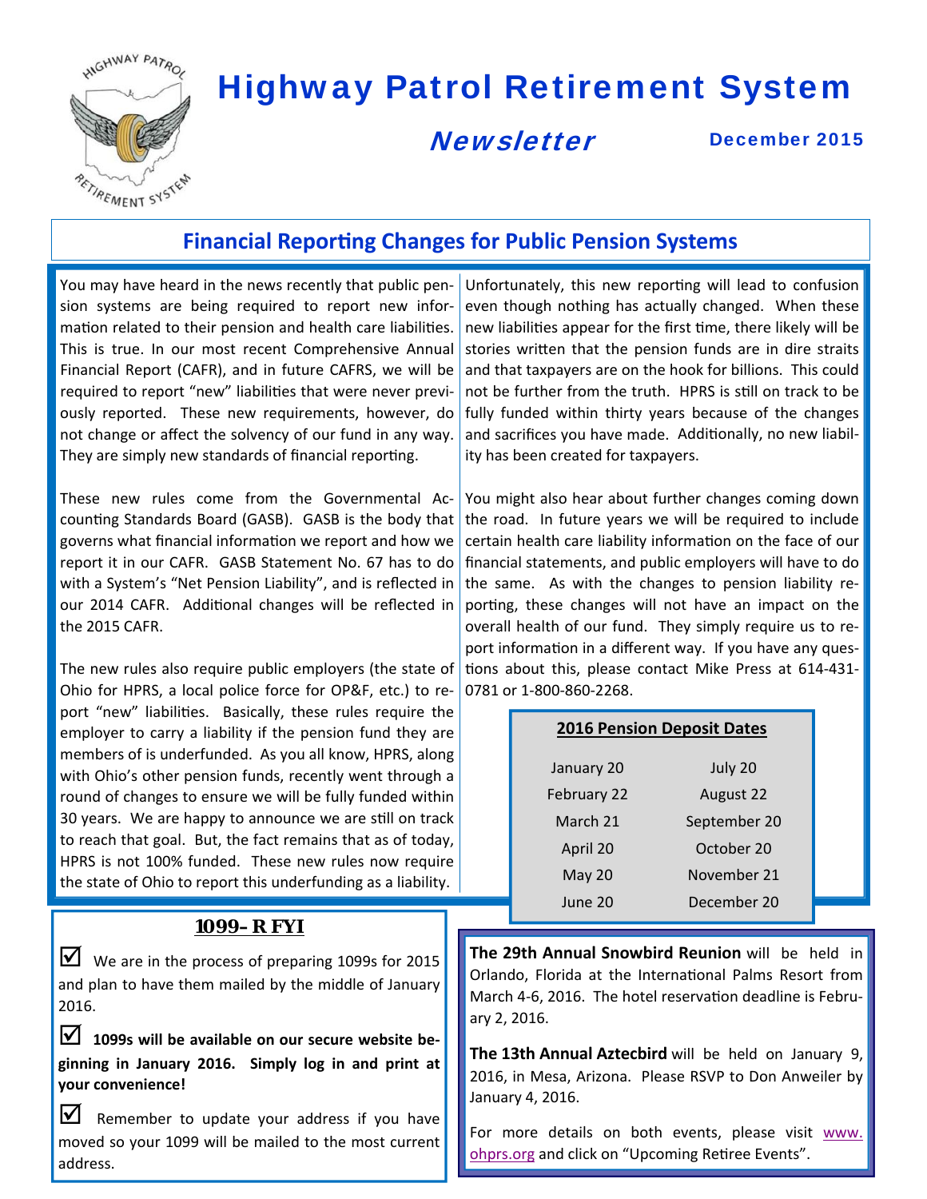# Highway Patrol Retirement System

## *Newsletter*

December 2015

## Financial Reporting Changes for Public Pension Systems

You may have heard in the news recently that public pension systems are being required to report new information related to their pension and health care liabilities. This is true. In our most recent Comprehensive Annual Financial Report (CAFR), and in future CAFRS, we will be required to report "new" liabilities that were never previously reported. These new requirements, however, do not change or affect the solvency of our fund in any way. They are simply new standards of financial reporting.

These new rules come from the Governmental Accounting Standards Board (GASB). GASB is the body that governs what financial information we report and how we report it in our CAFR. GASB Statement No. 67 has to do with a System's "Net Pension Liability", and is reflected in our 2014 CAFR. Additional changes will be reflected in the 2015 CAFR.

The new rules also require public employers (the state of Ohio for HPRS, a local police force for OP&F, etc.) to report "new" liabilities. Basically, these rules require the employer to carry a liability if the pension fund they are members of is underfunded. As you all know, HPRS, along with Ohio's other pension funds, recently went through a round of changes to ensure we will be fully funded within 30 years. We are happy to announce we are still on track to reach that goal. But, the fact remains that as of today, HPRS is not 100% funded. These new rules now require the state of Ohio to report this underfunding as a liability.

Unfortunately, this new reporting will lead to confusion even though nothing has actually changed. When these new liabilities appear for the first time, there likely will be stories written that the pension funds are in dire straits and that taxpayers are on the hook for billions. This could not be further from the truth. HPRS is still on track to be fully funded within thirty years because of the changes and sacrifices you have made. Additionally, no new liability has been created for taxpayers.

You might also hear about further changes coming down the road. In future years we will be required to include certain health care liability information on the face of our financial statements, and public employers will have to do the same. As with the changes to pension liability reporting, these changes will not have an impact on the overall health of our fund. They simply require us to report information in a different way. If you have any questions about this, please contact Mike Press at 614-431-0781 or 1-800-860-2268.

**2016 Pension Deposit Dates**

| | |
|---|---|
| January 20 | July 20 |
| February 22 | August 22 |
| March 21 | September 20 |
| April 20 | October 20 |
| May 20 | November 21 |
| June 20 | December 20 |

## 1099-R FYI

☑ We are in the process of preparing 1099s for 2015 and plan to have them mailed by the middle of January 2016.

☑ **1099s will be available on our secure website beginning in January 2016. Simply log in and print at your convenience!**

☑ Remember to update your address if you have moved so your 1099 will be mailed to the most current address.

**The 29th Annual Snowbird Reunion** will be held in Orlando, Florida at the International Palms Resort from March 4-6, 2016. The hotel reservation deadline is February 2, 2016.

**The 13th Annual Aztecbird** will be held on January 9, 2016, in Mesa, Arizona. Please RSVP to Don Anweiler by January 4, 2016.

For more details on both events, please visit www.ohprs.org and click on "Upcoming Retiree Events".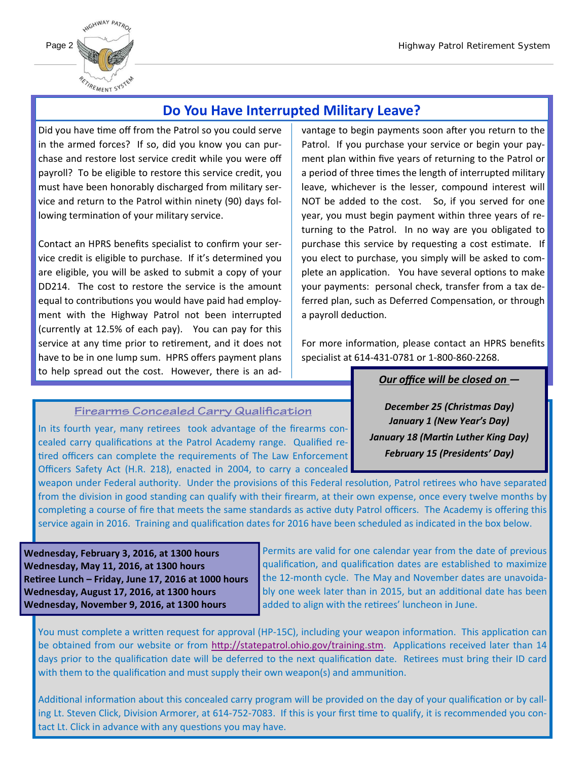## Do You Have Interrupted Military Leave?

Did you have time off from the Patrol so you could serve in the armed forces? If so, did you know you can purchase and restore lost service credit while you were off payroll? To be eligible to restore this service credit, you must have been honorably discharged from military service and return to the Patrol within ninety (90) days following termination of your military service.

Contact an HPRS benefits specialist to confirm your service credit is eligible to purchase. If it's determined you are eligible, you will be asked to submit a copy of your DD214. The cost to restore the service is the amount equal to contributions you would have paid had employment with the Highway Patrol not been interrupted (currently at 12.5% of each pay). You can pay for this service at any time prior to retirement, and it does not have to be in one lump sum. HPRS offers payment plans to help spread out the cost. However, there is an advantage to begin payments soon after you return to the Patrol. If you purchase your service or begin your payment plan within five years of returning to the Patrol or a period of three times the length of interrupted military leave, whichever is the lesser, compound interest will NOT be added to the cost. So, if you served for one year, you must begin payment within three years of returning to the Patrol. In no way are you obligated to purchase this service by requesting a cost estimate. If you elect to purchase, you simply will be asked to complete an application. You have several options to make your payments: personal check, transfer from a tax deferred plan, such as Deferred Compensation, or through a payroll deduction.

For more information, please contact an HPRS benefits specialist at 614-431-0781 or 1-800-860-2268.

***Our office will be closed on —***

***December 25 (Christmas Day)***
***January 1 (New Year's Day)***
***January 18 (Martin Luther King Day)***
***February 15 (Presidents' Day)***

### Firearms Concealed Carry Qualification

In its fourth year, many retirees took advantage of the firearms concealed carry qualifications at the Patrol Academy range. Qualified retired officers can complete the requirements of The Law Enforcement Officers Safety Act (H.R. 218), enacted in 2004, to carry a concealed weapon under Federal authority. Under the provisions of this Federal resolution, Patrol retirees who have separated from the division in good standing can qualify with their firearm, at their own expense, once every twelve months by completing a course of fire that meets the same standards as active duty Patrol officers. The Academy is offering this service again in 2016. Training and qualification dates for 2016 have been scheduled as indicated in the box below.

**Wednesday, February 3, 2016, at 1300 hours**
**Wednesday, May 11, 2016, at 1300 hours**
**Retiree Lunch – Friday, June 17, 2016 at 1000 hours**
**Wednesday, August 17, 2016, at 1300 hours**
**Wednesday, November 9, 2016, at 1300 hours**

Permits are valid for one calendar year from the date of previous qualification, and qualification dates are established to maximize the 12-month cycle. The May and November dates are unavoidably one week later than in 2015, but an additional date has been added to align with the retirees' luncheon in June.

You must complete a written request for approval (HP-15C), including your weapon information. This application can be obtained from our website or from http://statepatrol.ohio.gov/training.stm. Applications received later than 14 days prior to the qualification date will be deferred to the next qualification date. Retirees must bring their ID card with them to the qualification and must supply their own weapon(s) and ammunition.

Additional information about this concealed carry program will be provided on the day of your qualification or by calling Lt. Steven Click, Division Armorer, at 614-752-7083. If this is your first time to qualify, it is recommended you contact Lt. Click in advance with any questions you may have.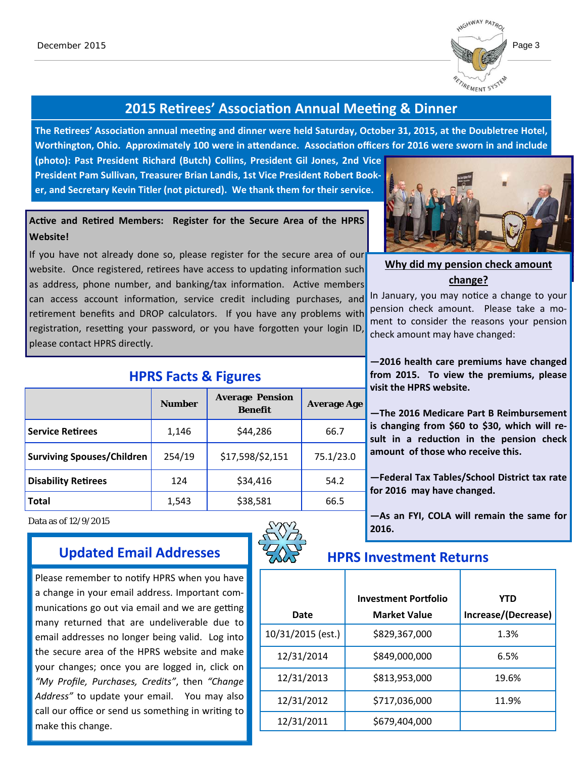## 2015 Retirees' Association Annual Meeting & Dinner

**The Retirees' Association annual meeting and dinner were held Saturday, October 31, 2015, at the Doubletree Hotel, Worthington, Ohio. Approximately 100 were in attendance. Association officers for 2016 were sworn in and include (photo): Past President Richard (Butch) Collins, President Gil Jones, 2nd Vice President Pam Sullivan, Treasurer Brian Landis, 1st Vice President Robert Booker, and Secretary Kevin Titler (not pictured). We thank them for their service.**

**Active and Retired Members: Register for the Secure Area of the HPRS Website!**

If you have not already done so, please register for the secure area of our website. Once registered, retirees have access to updating information such as address, phone number, and banking/tax information. Active members can access account information, service credit including purchases, and retirement benefits and DROP calculators. If you have any problems with registration, resetting your password, or you have forgotten your login ID, please contact HPRS directly.

### Why did my pension check amount change?

In January, you may notice a change to your pension check amount. Please take a moment to consider the reasons your pension check amount may have changed:

**—2016 health care premiums have changed from 2015. To view the premiums, please visit the HPRS website.**

**—The 2016 Medicare Part B Reimbursement is changing from $60 to $30, which will result in a reduction in the pension check amount of those who receive this.**

**—Federal Tax Tables/School District tax rate for 2016 may have changed.**

**—As an FYI, COLA will remain the same for 2016.**

## HPRS Facts & Figures

| | Number | Average Pension Benefit | Average Age |
|---|---|---|---|
| **Service Retirees** | 1,146 | $44,286 | 66.7 |
| **Surviving Spouses/Children** | 254/19 | $17,598/$2,151 | 75.1/23.0 |
| **Disability Retirees** | 124 | $34,416 | 54.2 |
| **Total** | 1,543 | $38,581 | 66.5 |

Data as of 12/9/2015

## Updated Email Addresses

Please remember to notify HPRS when you have a change in your email address. Important communications go out via email and we are getting many returned that are undeliverable due to email addresses no longer being valid. Log into the secure area of the HPRS website and make your changes; once you are logged in, click on *"My Profile, Purchases, Credits"*, then *"Change Address"* to update your email. You may also call our office or send us something in writing to make this change.

## HPRS Investment Returns

| Date | Investment Portfolio Market Value | YTD Increase/(Decrease) |
|---|---|---|
| 10/31/2015 (est.) | $829,367,000 | 1.3% |
| 12/31/2014 | $849,000,000 | 6.5% |
| 12/31/2013 | $813,953,000 | 19.6% |
| 12/31/2012 | $717,036,000 | 11.9% |
| 12/31/2011 | $679,404,000 | |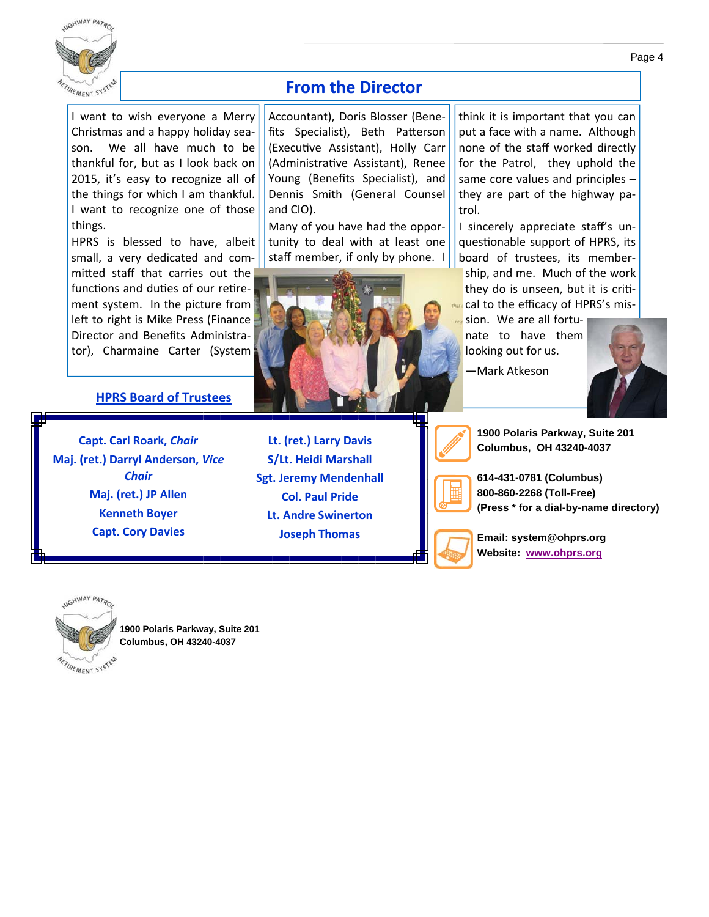## From the Director

I want to wish everyone a Merry Christmas and a happy holiday season. We all have much to be thankful for, but as I look back on 2015, it's easy to recognize all of the things for which I am thankful. I want to recognize one of those things.

HPRS is blessed to have, albeit small, a very dedicated and committed staff that carries out the functions and duties of our retirement system. In the picture from left to right is Mike Press (Finance Director and Benefits Administrator), Charmaine Carter (System Accountant), Doris Blosser (Benefits Specialist), Beth Patterson (Executive Assistant), Holly Carr (Administrative Assistant), Renee Young (Benefits Specialist), and Dennis Smith (General Counsel and CIO).

Many of you have had the opportunity to deal with at least one staff member, if only by phone. I think it is important that you can put a face with a name. Although none of the staff worked directly for the Patrol, they uphold the same core values and principles – they are part of the highway patrol.

I sincerely appreciate staff's unquestionable support of HPRS, its board of trustees, its membership, and me. Much of the work they do is unseen, but it is critical to the efficacy of HPRS's mission. We are all fortunate to have them looking out for us.

—Mark Atkeson

### HPRS Board of Trustees

Capt. Carl Roark, *Chair*
Maj. (ret.) Darryl Anderson, *Vice Chair*
Maj. (ret.) JP Allen
Kenneth Boyer
Capt. Cory Davies
Lt. (ret.) Larry Davis
S/Lt. Heidi Marshall
Sgt. Jeremy Mendenhall
Col. Paul Pride
Lt. Andre Swinerton
Joseph Thomas

**1900 Polaris Parkway, Suite 201**
**Columbus, OH 43240-4037**

**614-431-0781 (Columbus)**
**800-860-2268 (Toll-Free)**
**(Press * for a dial-by-name directory)**

**Email: system@ohprs.org**
**Website: www.ohprs.org**

**1900 Polaris Parkway, Suite 201**
**Columbus, OH 43240-4037**